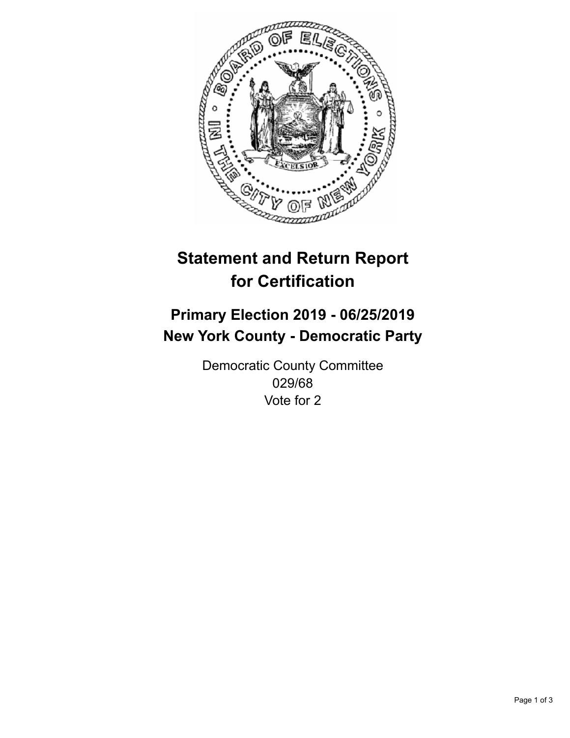# Statement and Return Report for Certification

## Primary Election 2019 - 06/25/2019
## New York County - Democratic Party

Democratic County Committee
029/68
Vote for 2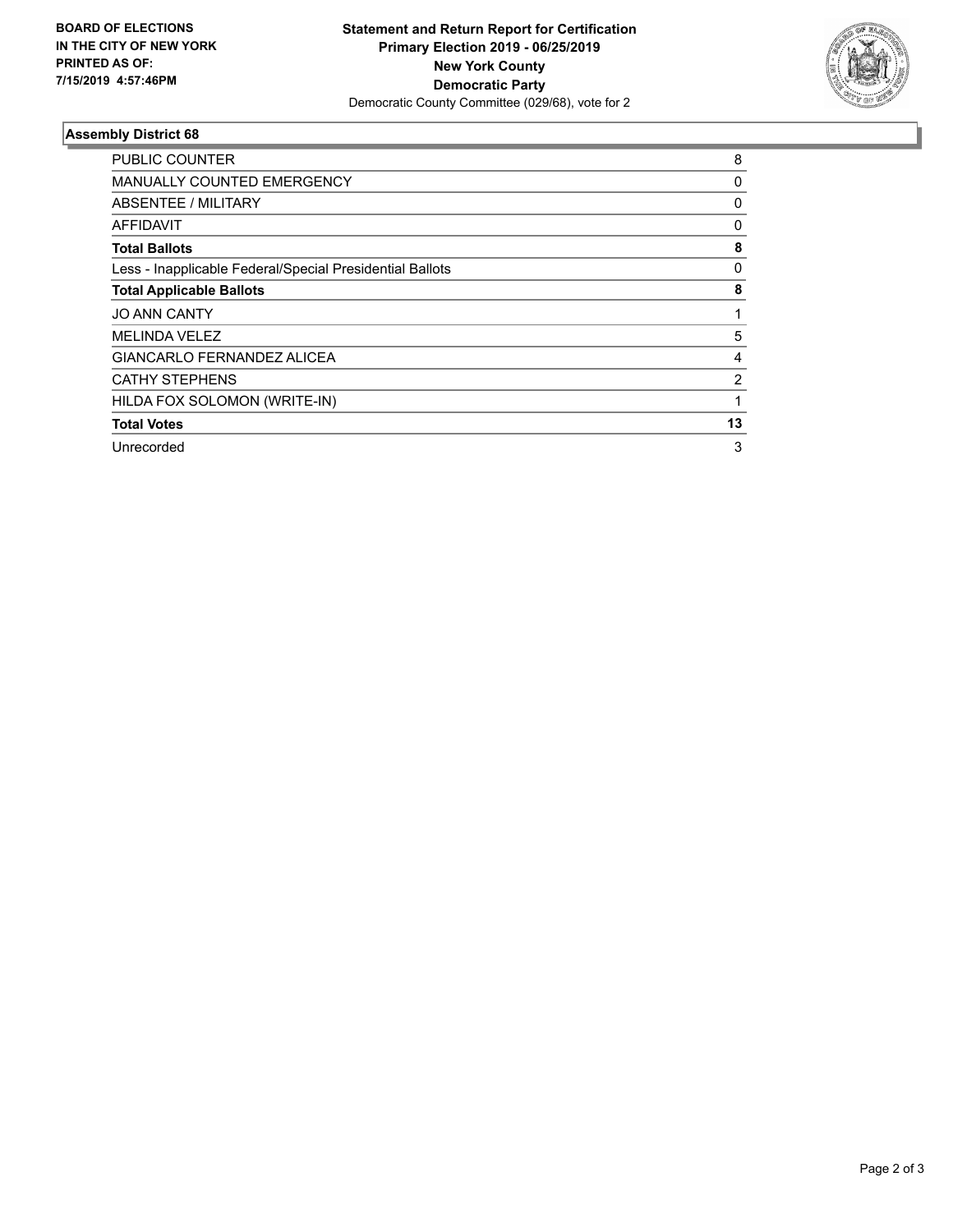**BOARD OF ELECTIONS IN THE CITY OF NEW YORK PRINTED AS OF: 7/15/2019 4:57:46PM**

**Statement and Return Report for Certification**
**Primary Election 2019 - 06/25/2019**
**New York County**
**Democratic Party**
Democratic County Committee (029/68), vote for 2

### Assembly District 68

| | |
|---|---|
| PUBLIC COUNTER | 8 |
| MANUALLY COUNTED EMERGENCY | 0 |
| ABSENTEE / MILITARY | 0 |
| AFFIDAVIT | 0 |
| **Total Ballots** | **8** |
| Less - Inapplicable Federal/Special Presidential Ballots | 0 |
| **Total Applicable Ballots** | **8** |
| JO ANN CANTY | 1 |
| MELINDA VELEZ | 5 |
| GIANCARLO FERNANDEZ ALICEA | 4 |
| CATHY STEPHENS | 2 |
| HILDA FOX SOLOMON (WRITE-IN) | 1 |
| **Total Votes** | **13** |
| Unrecorded | 3 |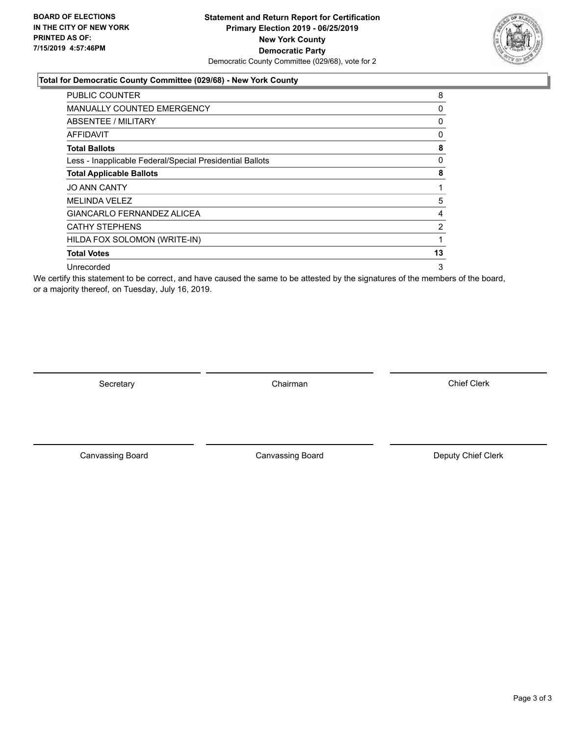**BOARD OF ELECTIONS IN THE CITY OF NEW YORK PRINTED AS OF: 7/15/2019 4:57:46PM**

**Statement and Return Report for Certification**
**Primary Election 2019 - 06/25/2019**
**New York County**
**Democratic Party**
Democratic County Committee (029/68), vote for 2

### Total for Democratic County Committee (029/68) - New York County

| | |
|---|---|
| PUBLIC COUNTER | 8 |
| MANUALLY COUNTED EMERGENCY | 0 |
| ABSENTEE / MILITARY | 0 |
| AFFIDAVIT | 0 |
| **Total Ballots** | **8** |
| Less - Inapplicable Federal/Special Presidential Ballots | 0 |
| **Total Applicable Ballots** | **8** |
| JO ANN CANTY | 1 |
| MELINDA VELEZ | 5 |
| GIANCARLO FERNANDEZ ALICEA | 4 |
| CATHY STEPHENS | 2 |
| HILDA FOX SOLOMON (WRITE-IN) | 1 |
| **Total Votes** | **13** |
| Unrecorded | 3 |

We certify this statement to be correct, and have caused the same to be attested by the signatures of the members of the board, or a majority thereof, on Tuesday, July 16, 2019.

Secretary

Chairman

Chief Clerk

Canvassing Board

Canvassing Board

Deputy Chief Clerk